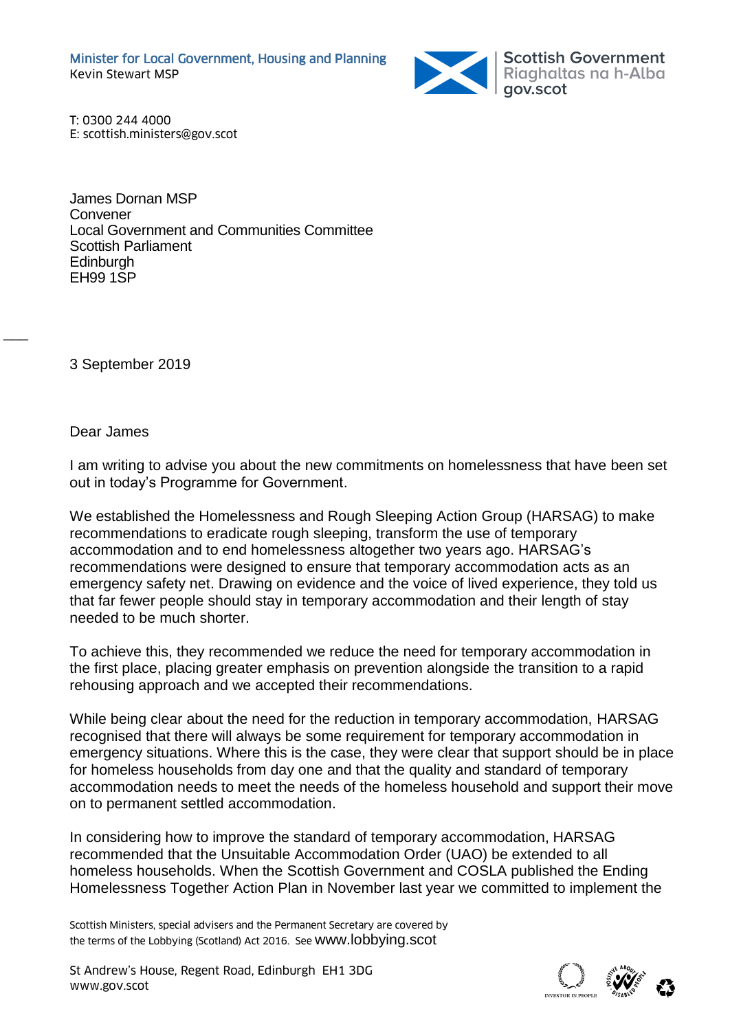Minister for Local Government, Housing and Planning
Kevin Stewart MSP

Scottish Government
Riaghaltas na h-Alba
gov.scot

T: 0300 244 4000
E: scottish.ministers@gov.scot

James Dornan MSP
Convener
Local Government and Communities Committee
Scottish Parliament
Edinburgh
EH99 1SP

3 September 2019

Dear James

I am writing to advise you about the new commitments on homelessness that have been set out in today's Programme for Government.

We established the Homelessness and Rough Sleeping Action Group (HARSAG) to make recommendations to eradicate rough sleeping, transform the use of temporary accommodation and to end homelessness altogether two years ago. HARSAG's recommendations were designed to ensure that temporary accommodation acts as an emergency safety net. Drawing on evidence and the voice of lived experience, they told us that far fewer people should stay in temporary accommodation and their length of stay needed to be much shorter.

To achieve this, they recommended we reduce the need for temporary accommodation in the first place, placing greater emphasis on prevention alongside the transition to a rapid rehousing approach and we accepted their recommendations.

While being clear about the need for the reduction in temporary accommodation, HARSAG recognised that there will always be some requirement for temporary accommodation in emergency situations. Where this is the case, they were clear that support should be in place for homeless households from day one and that the quality and standard of temporary accommodation needs to meet the needs of the homeless household and support their move on to permanent settled accommodation.

In considering how to improve the standard of temporary accommodation, HARSAG recommended that the Unsuitable Accommodation Order (UAO) be extended to all homeless households. When the Scottish Government and COSLA published the Ending Homelessness Together Action Plan in November last year we committed to implement the

Scottish Ministers, special advisers and the Permanent Secretary are covered by the terms of the Lobbying (Scotland) Act 2016. See www.lobbying.scot

St Andrew's House, Regent Road, Edinburgh EH1 3DG
www.gov.scot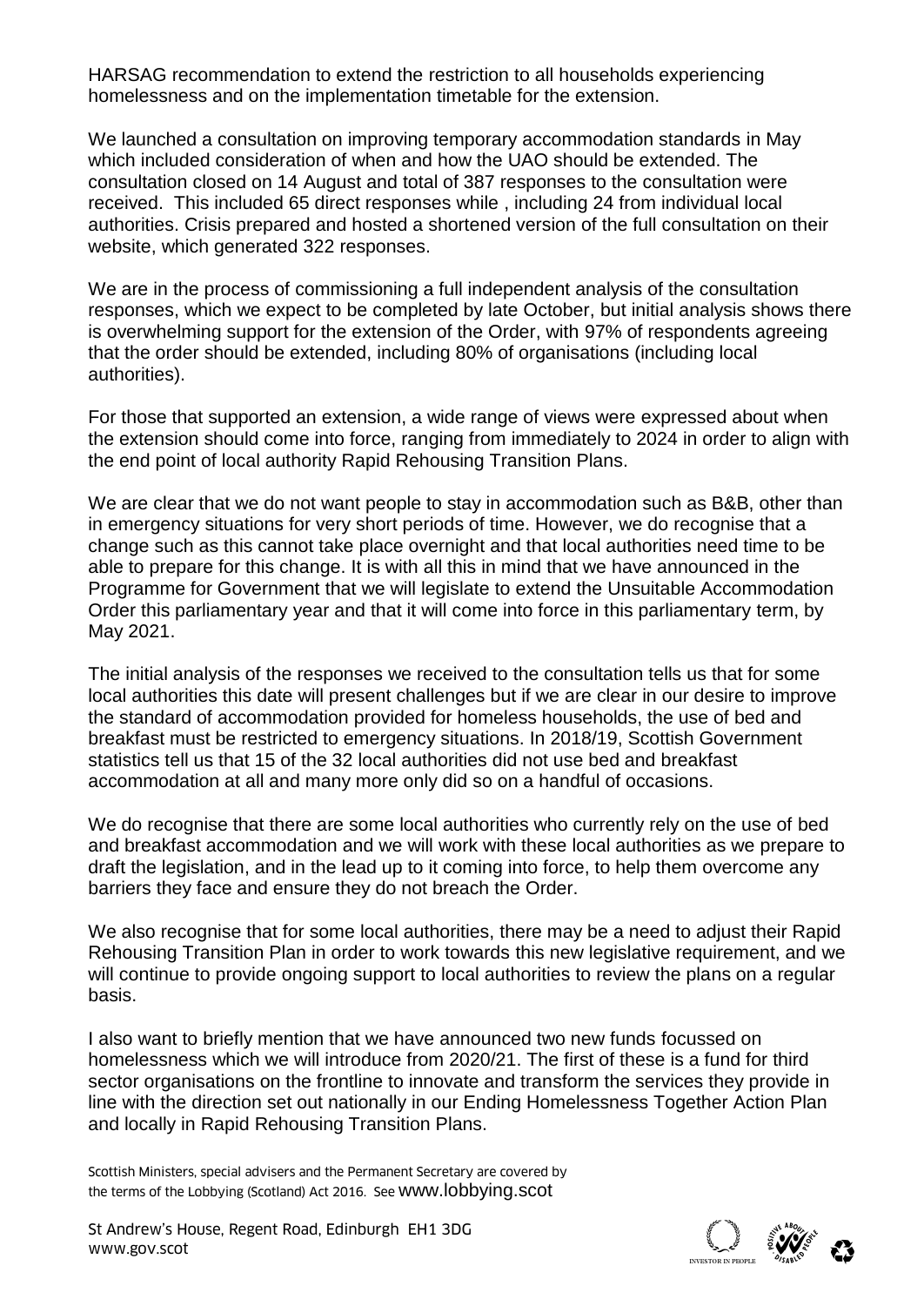HARSAG recommendation to extend the restriction to all households experiencing homelessness and on the implementation timetable for the extension.

We launched a consultation on improving temporary accommodation standards in May which included consideration of when and how the UAO should be extended. The consultation closed on 14 August and total of 387 responses to the consultation were received. This included 65 direct responses while , including 24 from individual local authorities. Crisis prepared and hosted a shortened version of the full consultation on their website, which generated 322 responses.

We are in the process of commissioning a full independent analysis of the consultation responses, which we expect to be completed by late October, but initial analysis shows there is overwhelming support for the extension of the Order, with 97% of respondents agreeing that the order should be extended, including 80% of organisations (including local authorities).

For those that supported an extension, a wide range of views were expressed about when the extension should come into force, ranging from immediately to 2024 in order to align with the end point of local authority Rapid Rehousing Transition Plans.

We are clear that we do not want people to stay in accommodation such as B&B, other than in emergency situations for very short periods of time. However, we do recognise that a change such as this cannot take place overnight and that local authorities need time to be able to prepare for this change. It is with all this in mind that we have announced in the Programme for Government that we will legislate to extend the Unsuitable Accommodation Order this parliamentary year and that it will come into force in this parliamentary term, by May 2021.

The initial analysis of the responses we received to the consultation tells us that for some local authorities this date will present challenges but if we are clear in our desire to improve the standard of accommodation provided for homeless households, the use of bed and breakfast must be restricted to emergency situations. In 2018/19, Scottish Government statistics tell us that 15 of the 32 local authorities did not use bed and breakfast accommodation at all and many more only did so on a handful of occasions.

We do recognise that there are some local authorities who currently rely on the use of bed and breakfast accommodation and we will work with these local authorities as we prepare to draft the legislation, and in the lead up to it coming into force, to help them overcome any barriers they face and ensure they do not breach the Order.

We also recognise that for some local authorities, there may be a need to adjust their Rapid Rehousing Transition Plan in order to work towards this new legislative requirement, and we will continue to provide ongoing support to local authorities to review the plans on a regular basis.

I also want to briefly mention that we have announced two new funds focussed on homelessness which we will introduce from 2020/21. The first of these is a fund for third sector organisations on the frontline to innovate and transform the services they provide in line with the direction set out nationally in our Ending Homelessness Together Action Plan and locally in Rapid Rehousing Transition Plans.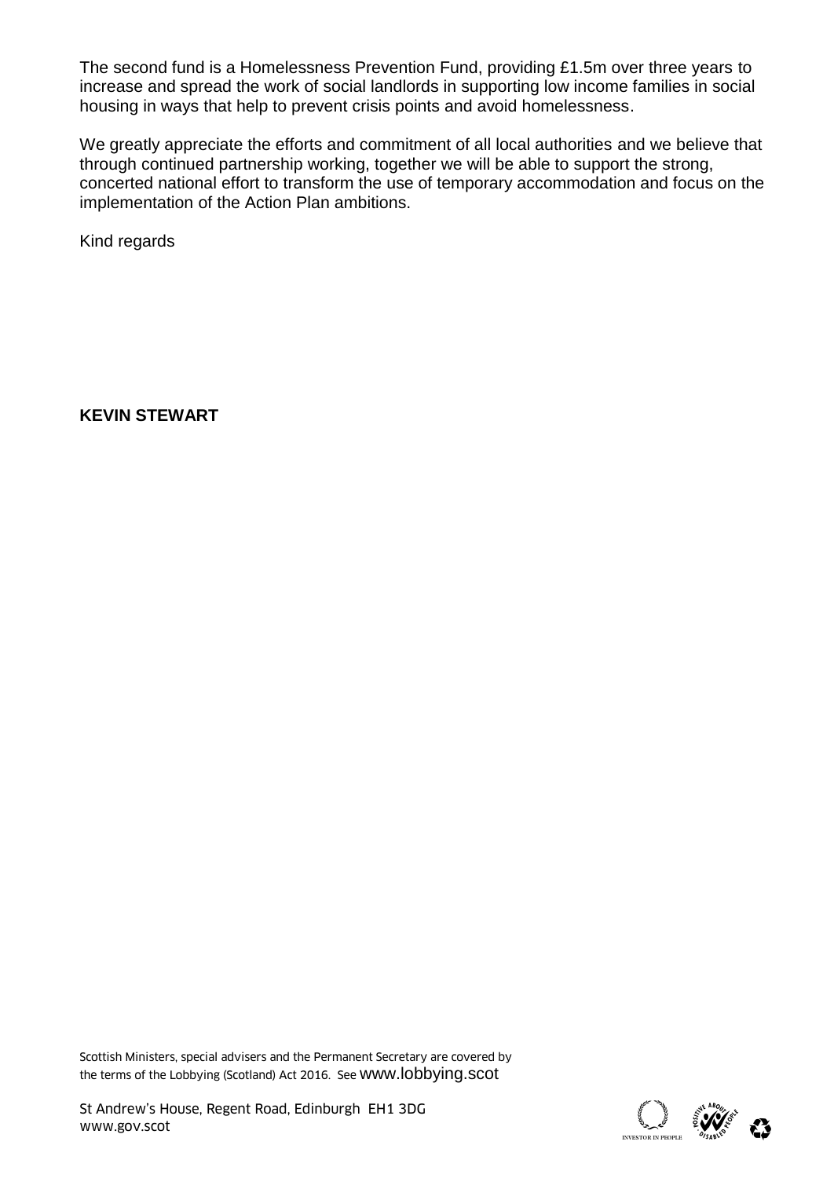The second fund is a Homelessness Prevention Fund, providing £1.5m over three years to increase and spread the work of social landlords in supporting low income families in social housing in ways that help to prevent crisis points and avoid homelessness.

We greatly appreciate the efforts and commitment of all local authorities and we believe that through continued partnership working, together we will be able to support the strong, concerted national effort to transform the use of temporary accommodation and focus on the implementation of the Action Plan ambitions.

Kind regards

**KEVIN STEWART**

Scottish Ministers, special advisers and the Permanent Secretary are covered by the terms of the Lobbying (Scotland) Act 2016. See www.lobbying.scot

St Andrew's House, Regent Road, Edinburgh EH1 3DG
www.gov.scot